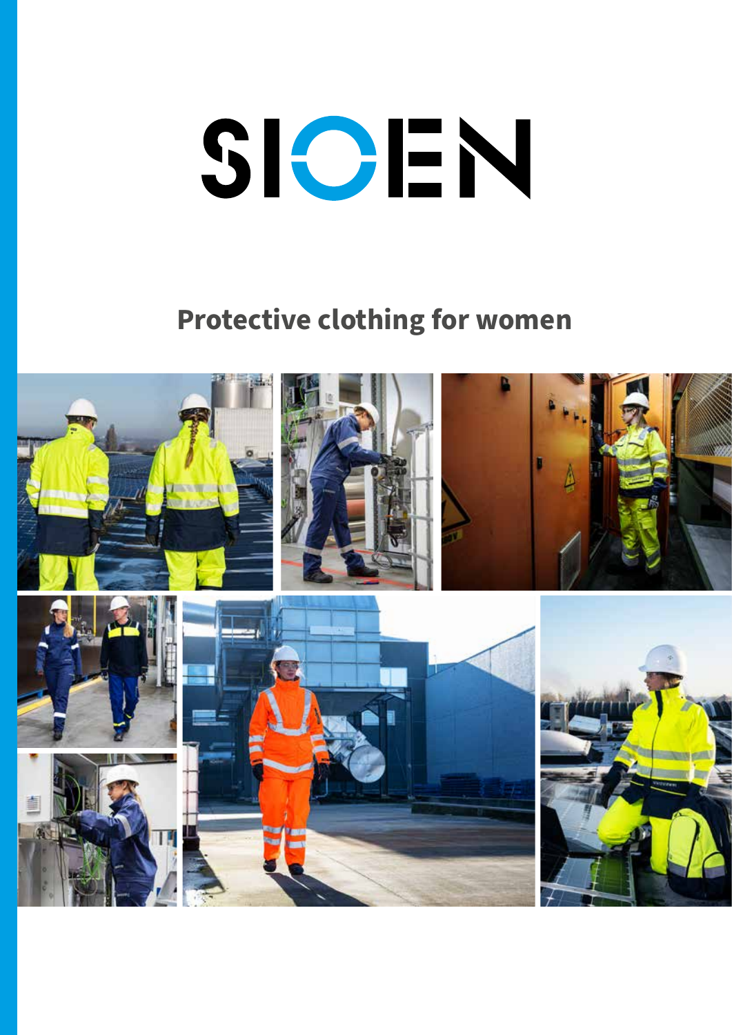# SIOEN

## Protective clothing for women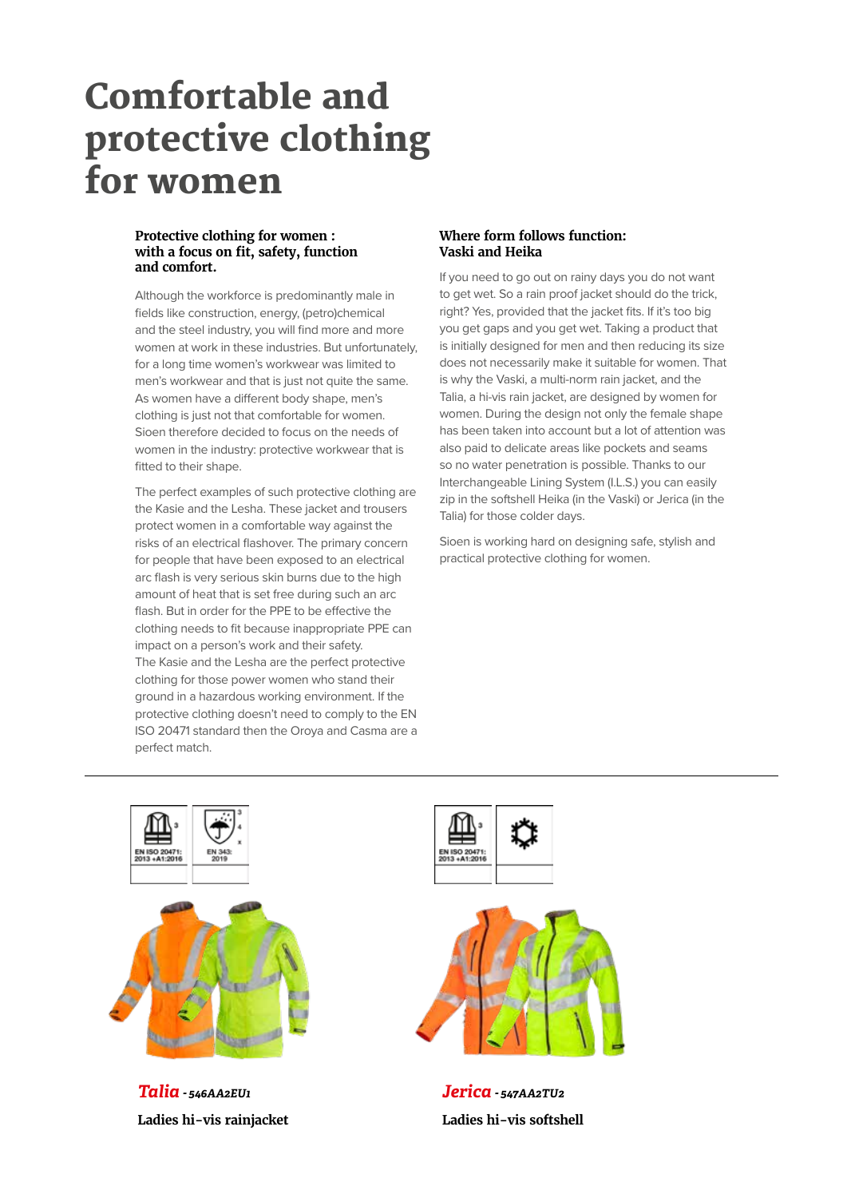# Comfortable and protective clothing for women

### Protective clothing for women : with a focus on fit, safety, function and comfort.

Although the workforce is predominantly male in fields like construction, energy, (petro)chemical and the steel industry, you will find more and more women at work in these industries. But unfortunately, for a long time women's workwear was limited to men's workwear and that is just not quite the same. As women have a different body shape, men's clothing is just not that comfortable for women. Sioen therefore decided to focus on the needs of women in the industry: protective workwear that is fitted to their shape.

The perfect examples of such protective clothing are the Kasie and the Lesha. These jacket and trousers protect women in a comfortable way against the risks of an electrical flashover. The primary concern for people that have been exposed to an electrical arc flash is very serious skin burns due to the high amount of heat that is set free during such an arc flash. But in order for the PPE to be effective the clothing needs to fit because inappropriate PPE can impact on a person's work and their safety.
The Kasie and the Lesha are the perfect protective clothing for those power women who stand their ground in a hazardous working environment. If the protective clothing doesn't need to comply to the EN ISO 20471 standard then the Oroya and Casma are a perfect match.

### Where form follows function: Vaski and Heika

If you need to go out on rainy days you do not want to get wet. So a rain proof jacket should do the trick, right? Yes, provided that the jacket fits. If it's too big you get gaps and you get wet. Taking a product that is initially designed for men and then reducing its size does not necessarily make it suitable for women. That is why the Vaski, a multi-norm rain jacket, and the Talia, a hi-vis rain jacket, are designed by women for women. During the design not only the female shape has been taken into account but a lot of attention was also paid to delicate areas like pockets and seams so no water penetration is possible. Thanks to our Interchangeable Lining System (I.L.S.) you can easily zip in the softshell Heika (in the Vaski) or Jerica (in the Talia) for those colder days.

Sioen is working hard on designing safe, stylish and practical protective clothing for women.

---

EN ISO 20471: 2013 +A1:2016 — 3
EN 343: 2019 — 3, 4, x

***Talia*** - *546AA2EU1*

**Ladies hi-vis rainjacket**

EN ISO 20471: 2013 +A1:2016 — 3

***Jerica*** - *547AA2TU2*

**Ladies hi-vis softshell**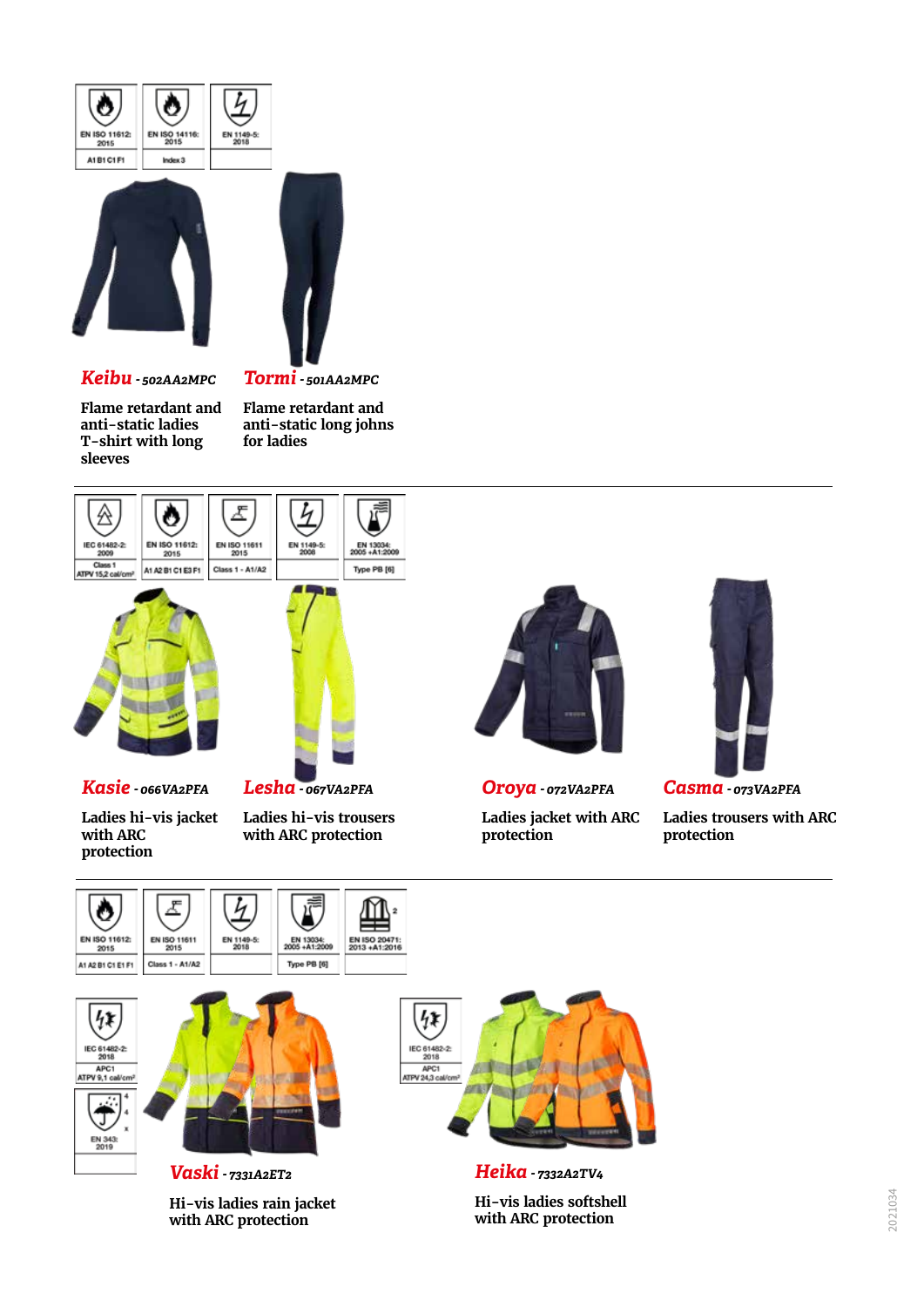| EN ISO 11612: 2015 | EN ISO 14116: 2015 | EN 1149-5: 2018 |
|---|---|---|
| A1 B1 C1 F1 | Index 3 | |

**Keibu** - *502AA2MPC*

Flame retardant and anti-static ladies T-shirt with long sleeves

**Tormi** - *501AA2MPC*

Flame retardant and anti-static long johns for ladies

| IEC 61482-2: 2009 | EN ISO 11612: 2015 | EN ISO 11611 2015 | EN 1149-5: 2008 | EN 13034: 2005 +A1:2009 |
|---|---|---|---|---|
| Class 1 ATPV 15,2 cal/cm² | A1 A2 B1 C1 E3 F1 | Class 1 - A1/A2 | | Type PB [6] |

**Kasie** - *066VA2PFA*

Ladies hi-vis jacket with ARC protection

**Lesha** - *067VA2PFA*

Ladies hi-vis trousers with ARC protection

**Oroya** - *072VA2PFA*

Ladies jacket with ARC protection

**Casma** - *073VA2PFA*

Ladies trousers with ARC protection

| EN ISO 11612: 2015 | EN ISO 11611 2015 | EN 1149-5: 2018 | EN 13034: 2005 +A1:2009 | EN ISO 20471: 2013 +A1:2016 |
|---|---|---|---|---|
| A1 A2 B1 C1 E1 F1 | Class 1 - A1/A2 | | Type PB [6] | 2 |

| IEC 61482-2: 2018 | EN 343: 2019 |
|---|---|
| APC1 ATPV 9,1 cal/cm² | 4 4 X |

**Vaski** - *7331A2ET2*

Hi-vis ladies rain jacket with ARC protection

| IEC 61482-2: 2018 |
|---|
| APC1 ATPV 24,3 cal/cm² |

**Heika** - *7332A2TV4*

Hi-vis ladies softshell with ARC protection

2021034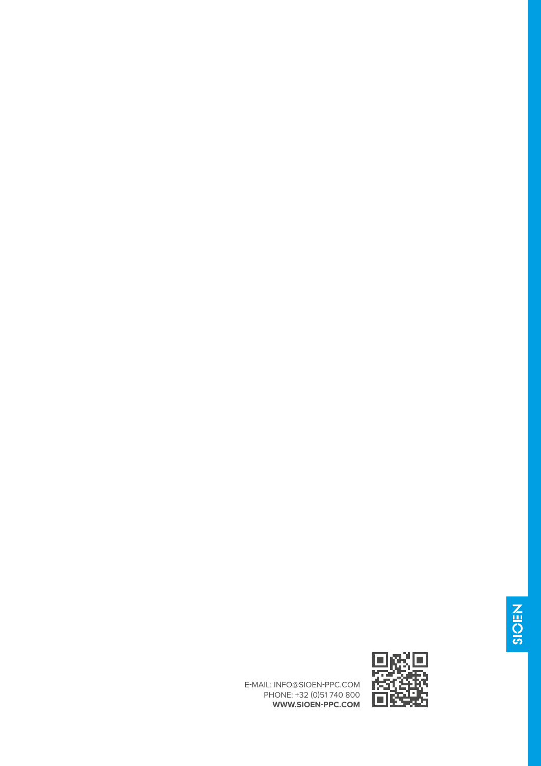E-MAIL: INFO@SIOEN-PPC.COM
PHONE: +32 (0)51 740 800
**WWW.SIOEN-PPC.COM**

SIOEN